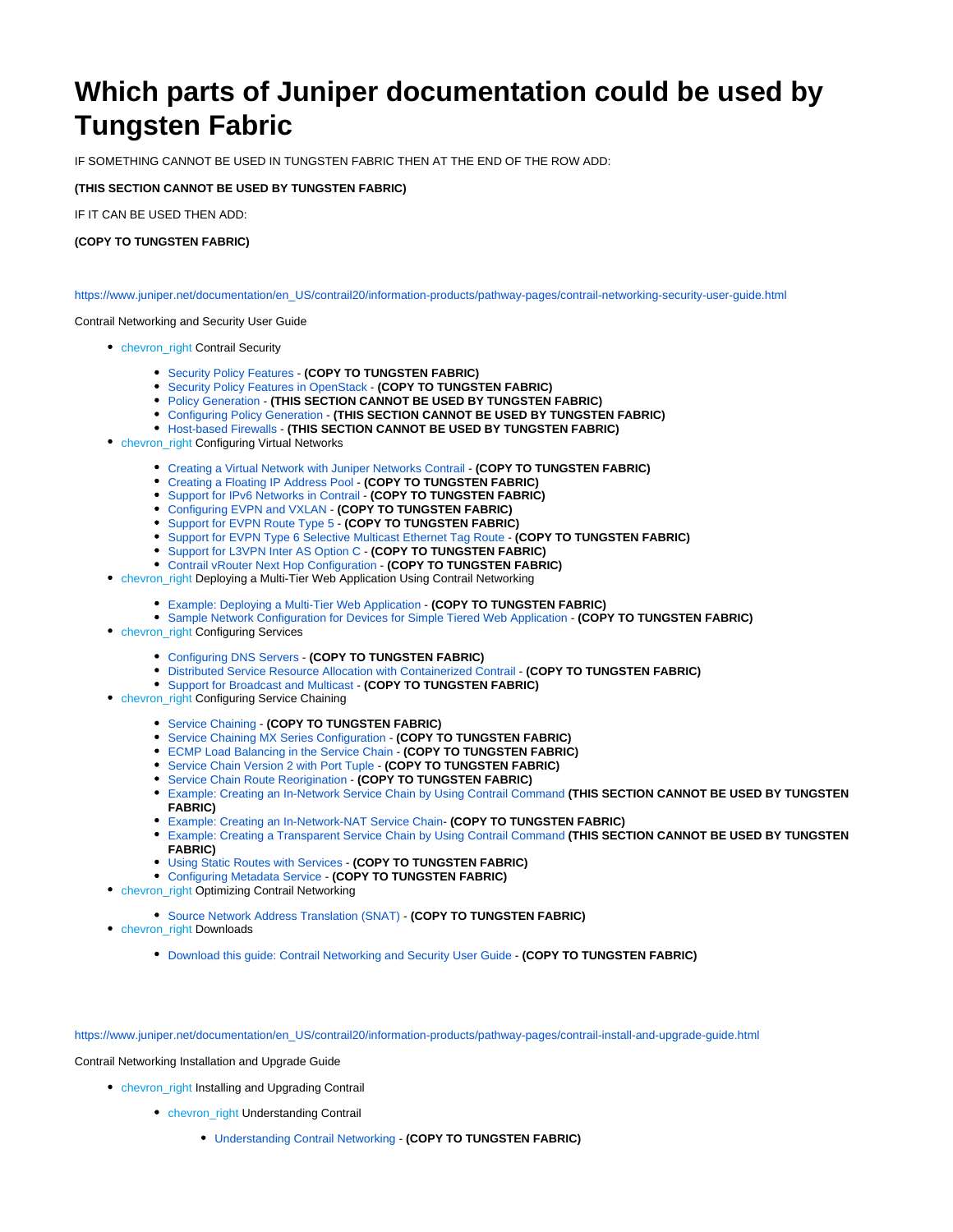# Which parts of Juniper documentation could be used by Tungsten Fabric

IF SOMETHING CANNOT BE USED IN TUNGSTEN FABRIC THEN AT THE END OF THE ROW ADD:

**(THIS SECTION CANNOT BE USED BY TUNGSTEN FABRIC)**

IF IT CAN BE USED THEN ADD:

**(COPY TO TUNGSTEN FABRIC)**

https://www.juniper.net/documentation/en_US/contrail20/information-products/pathway-pages/contrail-networking-security-user-guide.html

Contrail Networking and Security User Guide

- chevron_right Contrail Security
  - Security Policy Features - **(COPY TO TUNGSTEN FABRIC)**
  - Security Policy Features in OpenStack - **(COPY TO TUNGSTEN FABRIC)**
  - Policy Generation - **(THIS SECTION CANNOT BE USED BY TUNGSTEN FABRIC)**
  - Configuring Policy Generation - **(THIS SECTION CANNOT BE USED BY TUNGSTEN FABRIC)**
  - Host-based Firewalls - **(THIS SECTION CANNOT BE USED BY TUNGSTEN FABRIC)**
- chevron_right Configuring Virtual Networks
  - Creating a Virtual Network with Juniper Networks Contrail - **(COPY TO TUNGSTEN FABRIC)**
  - Creating a Floating IP Address Pool - **(COPY TO TUNGSTEN FABRIC)**
  - Support for IPv6 Networks in Contrail - **(COPY TO TUNGSTEN FABRIC)**
  - Configuring EVPN and VXLAN - **(COPY TO TUNGSTEN FABRIC)**
  - Support for EVPN Route Type 5 - **(COPY TO TUNGSTEN FABRIC)**
  - Support for EVPN Type 6 Selective Multicast Ethernet Tag Route - **(COPY TO TUNGSTEN FABRIC)**
  - Support for L3VPN Inter AS Option C - **(COPY TO TUNGSTEN FABRIC)**
  - Contrail vRouter Next Hop Configuration - **(COPY TO TUNGSTEN FABRIC)**
- chevron_right Deploying a Multi-Tier Web Application Using Contrail Networking
  - Example: Deploying a Multi-Tier Web Application - **(COPY TO TUNGSTEN FABRIC)**
  - Sample Network Configuration for Devices for Simple Tiered Web Application - **(COPY TO TUNGSTEN FABRIC)**
- chevron_right Configuring Services
  - Configuring DNS Servers - **(COPY TO TUNGSTEN FABRIC)**
  - Distributed Service Resource Allocation with Containerized Contrail - **(COPY TO TUNGSTEN FABRIC)**
  - Support for Broadcast and Multicast - **(COPY TO TUNGSTEN FABRIC)**
- chevron_right Configuring Service Chaining
  - Service Chaining - **(COPY TO TUNGSTEN FABRIC)**
  - Service Chaining MX Series Configuration - **(COPY TO TUNGSTEN FABRIC)**
  - ECMP Load Balancing in the Service Chain - **(COPY TO TUNGSTEN FABRIC)**
  - Service Chain Version 2 with Port Tuple - **(COPY TO TUNGSTEN FABRIC)**
  - Service Chain Route Reorigination - **(COPY TO TUNGSTEN FABRIC)**
  - Example: Creating an In-Network Service Chain by Using Contrail Command **(THIS SECTION CANNOT BE USED BY TUNGSTEN FABRIC)**
  - Example: Creating an In-Network-NAT Service Chain- **(COPY TO TUNGSTEN FABRIC)**
  - Example: Creating a Transparent Service Chain by Using Contrail Command **(THIS SECTION CANNOT BE USED BY TUNGSTEN FABRIC)**
  - Using Static Routes with Services - **(COPY TO TUNGSTEN FABRIC)**
  - Configuring Metadata Service - **(COPY TO TUNGSTEN FABRIC)**
- chevron_right Optimizing Contrail Networking
  - Source Network Address Translation (SNAT) - **(COPY TO TUNGSTEN FABRIC)**
- chevron_right Downloads
  - Download this guide: Contrail Networking and Security User Guide - **(COPY TO TUNGSTEN FABRIC)**

https://www.juniper.net/documentation/en_US/contrail20/information-products/pathway-pages/contrail-install-and-upgrade-guide.html

Contrail Networking Installation and Upgrade Guide

- chevron_right Installing and Upgrading Contrail
  - chevron_right Understanding Contrail
    - Understanding Contrail Networking - **(COPY TO TUNGSTEN FABRIC)**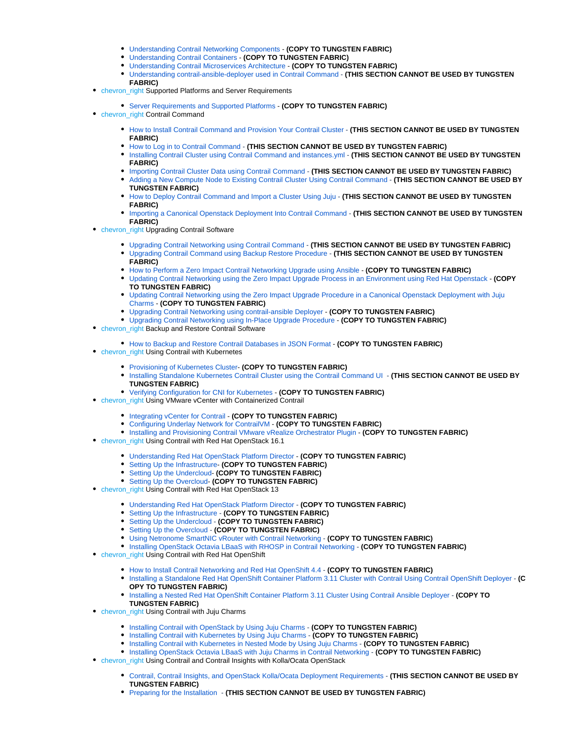- Understanding Contrail Networking Components - **(COPY TO TUNGSTEN FABRIC)**
- Understanding Contrail Containers - **(COPY TO TUNGSTEN FABRIC)**
- Understanding Contrail Microservices Architecture - **(COPY TO TUNGSTEN FABRIC)**
- Understanding contrail-ansible-deployer used in Contrail Command - **(THIS SECTION CANNOT BE USED BY TUNGSTEN FABRIC)**

- chevron_right Supported Platforms and Server Requirements
  - Server Requirements and Supported Platforms - **(COPY TO TUNGSTEN FABRIC)**
- chevron_right Contrail Command
  - How to Install Contrail Command and Provision Your Contrail Cluster - **(THIS SECTION CANNOT BE USED BY TUNGSTEN FABRIC)**
  - How to Log in to Contrail Command - **(THIS SECTION CANNOT BE USED BY TUNGSTEN FABRIC)**
  - Installing Contrail Cluster using Contrail Command and instances.yml - **(THIS SECTION CANNOT BE USED BY TUNGSTEN FABRIC)**
  - Importing Contrail Cluster Data using Contrail Command - **(THIS SECTION CANNOT BE USED BY TUNGSTEN FABRIC)**
  - Adding a New Compute Node to Existing Contrail Cluster Using Contrail Command - **(THIS SECTION CANNOT BE USED BY TUNGSTEN FABRIC)**
  - How to Deploy Contrail Command and Import a Cluster Using Juju - **(THIS SECTION CANNOT BE USED BY TUNGSTEN FABRIC)**
  - Importing a Canonical Openstack Deployment Into Contrail Command - **(THIS SECTION CANNOT BE USED BY TUNGSTEN FABRIC)**
- chevron_right Upgrading Contrail Software
  - Upgrading Contrail Networking using Contrail Command - **(THIS SECTION CANNOT BE USED BY TUNGSTEN FABRIC)**
  - Upgrading Contrail Command using Backup Restore Procedure - **(THIS SECTION CANNOT BE USED BY TUNGSTEN FABRIC)**
  - How to Perform a Zero Impact Contrail Networking Upgrade using Ansible - **(COPY TO TUNGSTEN FABRIC)**
  - Updating Contrail Networking using the Zero Impact Upgrade Process in an Environment using Red Hat Openstack - **(COPY TO TUNGSTEN FABRIC)**
  - Updating Contrail Networking using the Zero Impact Upgrade Procedure in a Canonical Openstack Deployment with Juju Charms - **(COPY TO TUNGSTEN FABRIC)**
  - Upgrading Contrail Networking using contrail-ansible Deployer - **(COPY TO TUNGSTEN FABRIC)**
  - Upgrading Contrail Networking using In-Place Upgrade Procedure - **(COPY TO TUNGSTEN FABRIC)**
- chevron_right Backup and Restore Contrail Software
  - How to Backup and Restore Contrail Databases in JSON Format - **(COPY TO TUNGSTEN FABRIC)**
- chevron_right Using Contrail with Kubernetes
  - Provisioning of Kubernetes Cluster- **(COPY TO TUNGSTEN FABRIC)**
  - Installing Standalone Kubernetes Contrail Cluster using the Contrail Command UI - **(THIS SECTION CANNOT BE USED BY TUNGSTEN FABRIC)**
  - Verifying Configuration for CNI for Kubernetes - **(COPY TO TUNGSTEN FABRIC)**
- chevron_right Using VMware vCenter with Containerized Contrail
  - Integrating vCenter for Contrail - **(COPY TO TUNGSTEN FABRIC)**
  - Configuring Underlay Network for ContrailVM - **(COPY TO TUNGSTEN FABRIC)**
  - Installing and Provisioning Contrail VMware vRealize Orchestrator Plugin - **(COPY TO TUNGSTEN FABRIC)**
- chevron_right Using Contrail with Red Hat OpenStack 16.1
  - Understanding Red Hat OpenStack Platform Director - **(COPY TO TUNGSTEN FABRIC)**
  - Setting Up the Infrastructure- **(COPY TO TUNGSTEN FABRIC)**
  - Setting Up the Undercloud- **(COPY TO TUNGSTEN FABRIC)**
  - Setting Up the Overcloud- **(COPY TO TUNGSTEN FABRIC)**
- chevron_right Using Contrail with Red Hat OpenStack 13
  - Understanding Red Hat OpenStack Platform Director - **(COPY TO TUNGSTEN FABRIC)**
  - Setting Up the Infrastructure - **(COPY TO TUNGSTEN FABRIC)**
  - Setting Up the Undercloud - **(COPY TO TUNGSTEN FABRIC)**
  - Setting Up the Overcloud - **(COPY TO TUNGSTEN FABRIC)**
  - Using Netronome SmartNIC vRouter with Contrail Networking - **(COPY TO TUNGSTEN FABRIC)**
  - Installing OpenStack Octavia LBaaS with RHOSP in Contrail Networking - **(COPY TO TUNGSTEN FABRIC)**
- chevron_right Using Contrail with Red Hat OpenShift
  - How to Install Contrail Networking and Red Hat OpenShift 4.4 - **(COPY TO TUNGSTEN FABRIC)**
  - Installing a Standalone Red Hat OpenShift Container Platform 3.11 Cluster with Contrail Using Contrail OpenShift Deployer - **(COPY TO TUNGSTEN FABRIC)**
  - Installing a Nested Red Hat OpenShift Container Platform 3.11 Cluster Using Contrail Ansible Deployer - **(COPY TO TUNGSTEN FABRIC)**
- chevron_right Using Contrail with Juju Charms
  - Installing Contrail with OpenStack by Using Juju Charms - **(COPY TO TUNGSTEN FABRIC)**
  - Installing Contrail with Kubernetes by Using Juju Charms - **(COPY TO TUNGSTEN FABRIC)**
  - Installing Contrail with Kubernetes in Nested Mode by Using Juju Charms - **(COPY TO TUNGSTEN FABRIC)**
  - Installing OpenStack Octavia LBaaS with Juju Charms in Contrail Networking - **(COPY TO TUNGSTEN FABRIC)**
- chevron_right Using Contrail and Contrail Insights with Kolla/Ocata OpenStack
  - Contrail, Contrail Insights, and OpenStack Kolla/Ocata Deployment Requirements - **(THIS SECTION CANNOT BE USED BY TUNGSTEN FABRIC)**
  - Preparing for the Installation - **(THIS SECTION CANNOT BE USED BY TUNGSTEN FABRIC)**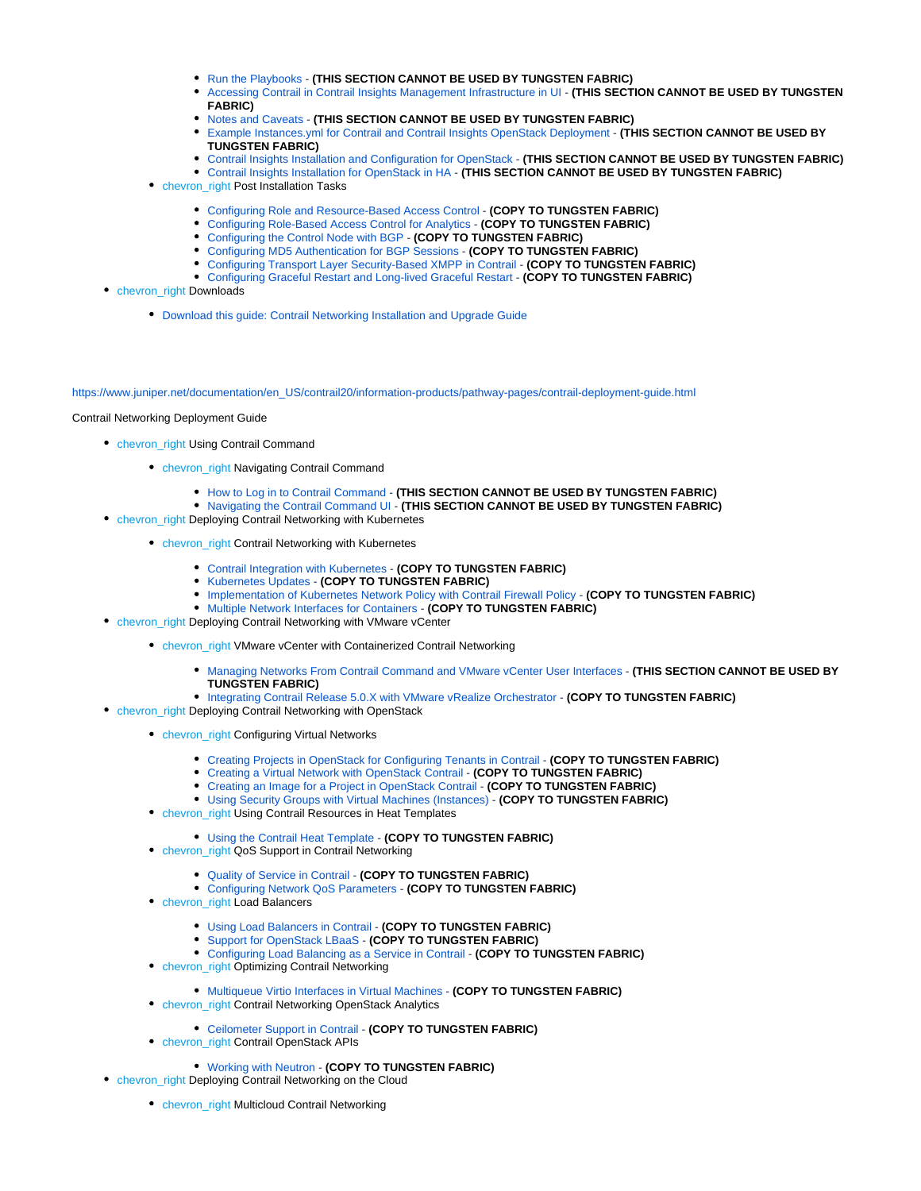- Run the Playbooks - **(THIS SECTION CANNOT BE USED BY TUNGSTEN FABRIC)**
        - Accessing Contrail in Contrail Insights Management Infrastructure in UI - **(THIS SECTION CANNOT BE USED BY TUNGSTEN FABRIC)**
        - Notes and Caveats - **(THIS SECTION CANNOT BE USED BY TUNGSTEN FABRIC)**
        - Example Instances.yml for Contrail and Contrail Insights OpenStack Deployment - **(THIS SECTION CANNOT BE USED BY TUNGSTEN FABRIC)**
        - Contrail Insights Installation and Configuration for OpenStack - **(THIS SECTION CANNOT BE USED BY TUNGSTEN FABRIC)**
        - Contrail Insights Installation for OpenStack in HA - **(THIS SECTION CANNOT BE USED BY TUNGSTEN FABRIC)**
    - chevron_right Post Installation Tasks
        - Configuring Role and Resource-Based Access Control - **(COPY TO TUNGSTEN FABRIC)**
        - Configuring Role-Based Access Control for Analytics - **(COPY TO TUNGSTEN FABRIC)**
        - Configuring the Control Node with BGP - **(COPY TO TUNGSTEN FABRIC)**
        - Configuring MD5 Authentication for BGP Sessions - **(COPY TO TUNGSTEN FABRIC)**
        - Configuring Transport Layer Security-Based XMPP in Contrail - **(COPY TO TUNGSTEN FABRIC)**
        - Configuring Graceful Restart and Long-lived Graceful Restart - **(COPY TO TUNGSTEN FABRIC)**
- chevron_right Downloads
    - Download this guide: Contrail Networking Installation and Upgrade Guide

https://www.juniper.net/documentation/en_US/contrail20/information-products/pathway-pages/contrail-deployment-guide.html

Contrail Networking Deployment Guide

- chevron_right Using Contrail Command
    - chevron_right Navigating Contrail Command
        - How to Log in to Contrail Command - **(THIS SECTION CANNOT BE USED BY TUNGSTEN FABRIC)**
        - Navigating the Contrail Command UI - **(THIS SECTION CANNOT BE USED BY TUNGSTEN FABRIC)**
- chevron_right Deploying Contrail Networking with Kubernetes
    - chevron_right Contrail Networking with Kubernetes
        - Contrail Integration with Kubernetes - **(COPY TO TUNGSTEN FABRIC)**
        - Kubernetes Updates - **(COPY TO TUNGSTEN FABRIC)**
        - Implementation of Kubernetes Network Policy with Contrail Firewall Policy - **(COPY TO TUNGSTEN FABRIC)**
        - Multiple Network Interfaces for Containers - **(COPY TO TUNGSTEN FABRIC)**
- chevron_right Deploying Contrail Networking with VMware vCenter
    - chevron_right VMware vCenter with Containerized Contrail Networking
        - Managing Networks From Contrail Command and VMware vCenter User Interfaces - **(THIS SECTION CANNOT BE USED BY TUNGSTEN FABRIC)**
        - Integrating Contrail Release 5.0.X with VMware vRealize Orchestrator - **(COPY TO TUNGSTEN FABRIC)**
- chevron_right Deploying Contrail Networking with OpenStack
    - chevron_right Configuring Virtual Networks
        - Creating Projects in OpenStack for Configuring Tenants in Contrail - **(COPY TO TUNGSTEN FABRIC)**
        - Creating a Virtual Network with OpenStack Contrail - **(COPY TO TUNGSTEN FABRIC)**
        - Creating an Image for a Project in OpenStack Contrail - **(COPY TO TUNGSTEN FABRIC)**
        - Using Security Groups with Virtual Machines (Instances) - **(COPY TO TUNGSTEN FABRIC)**
    - chevron_right Using Contrail Resources in Heat Templates
        - Using the Contrail Heat Template - **(COPY TO TUNGSTEN FABRIC)**
    - chevron_right QoS Support in Contrail Networking
        - Quality of Service in Contrail - **(COPY TO TUNGSTEN FABRIC)**
        - Configuring Network QoS Parameters - **(COPY TO TUNGSTEN FABRIC)**
    - chevron_right Load Balancers
        - Using Load Balancers in Contrail - **(COPY TO TUNGSTEN FABRIC)**
        - Support for OpenStack LBaaS - **(COPY TO TUNGSTEN FABRIC)**
        - Configuring Load Balancing as a Service in Contrail - **(COPY TO TUNGSTEN FABRIC)**
    - chevron_right Optimizing Contrail Networking
        - Multiqueue Virtio Interfaces in Virtual Machines - **(COPY TO TUNGSTEN FABRIC)**
    - chevron_right Contrail Networking OpenStack Analytics
        - Ceilometer Support in Contrail - **(COPY TO TUNGSTEN FABRIC)**
    - chevron_right Contrail OpenStack APIs
        - Working with Neutron - **(COPY TO TUNGSTEN FABRIC)**
- chevron_right Deploying Contrail Networking on the Cloud
    - chevron_right Multicloud Contrail Networking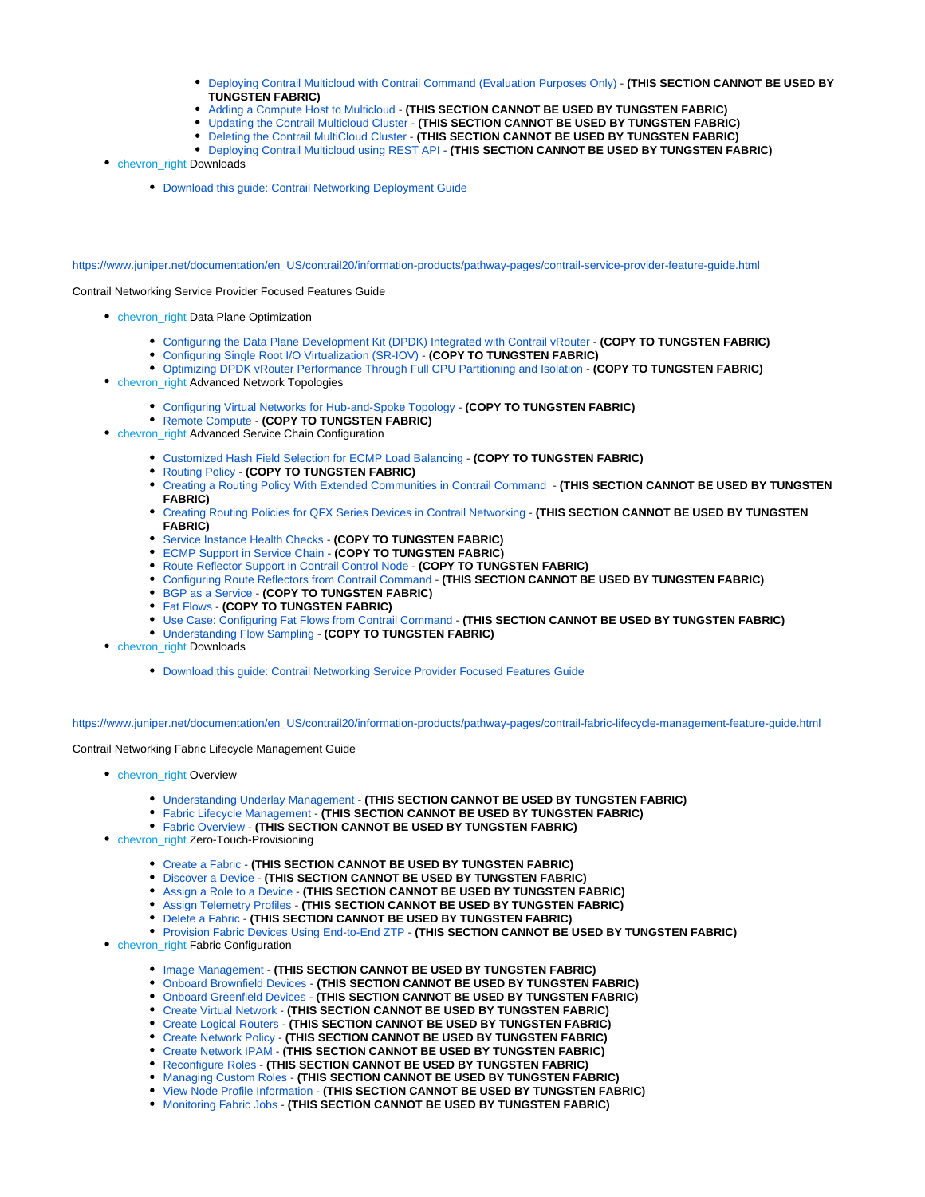- Deploying Contrail Multicloud with Contrail Command (Evaluation Purposes Only) - **(THIS SECTION CANNOT BE USED BY TUNGSTEN FABRIC)**
- Adding a Compute Host to Multicloud - **(THIS SECTION CANNOT BE USED BY TUNGSTEN FABRIC)**
- Updating the Contrail Multicloud Cluster - **(THIS SECTION CANNOT BE USED BY TUNGSTEN FABRIC)**
- Deleting the Contrail MultiCloud Cluster - **(THIS SECTION CANNOT BE USED BY TUNGSTEN FABRIC)**
- Deploying Contrail Multicloud using REST API - **(THIS SECTION CANNOT BE USED BY TUNGSTEN FABRIC)**

- chevron_right Downloads
  - Download this guide: Contrail Networking Deployment Guide

https://www.juniper.net/documentation/en_US/contrail20/information-products/pathway-pages/contrail-service-provider-feature-guide.html

Contrail Networking Service Provider Focused Features Guide

- chevron_right Data Plane Optimization
  - Configuring the Data Plane Development Kit (DPDK) Integrated with Contrail vRouter - **(COPY TO TUNGSTEN FABRIC)**
  - Configuring Single Root I/O Virtualization (SR-IOV) - **(COPY TO TUNGSTEN FABRIC)**
  - Optimizing DPDK vRouter Performance Through Full CPU Partitioning and Isolation - **(COPY TO TUNGSTEN FABRIC)**
- chevron_right Advanced Network Topologies
  - Configuring Virtual Networks for Hub-and-Spoke Topology - **(COPY TO TUNGSTEN FABRIC)**
  - Remote Compute - **(COPY TO TUNGSTEN FABRIC)**
- chevron_right Advanced Service Chain Configuration
  - Customized Hash Field Selection for ECMP Load Balancing - **(COPY TO TUNGSTEN FABRIC)**
  - Routing Policy - **(COPY TO TUNGSTEN FABRIC)**
  - Creating a Routing Policy With Extended Communities in Contrail Command - **(THIS SECTION CANNOT BE USED BY TUNGSTEN FABRIC)**
  - Creating Routing Policies for QFX Series Devices in Contrail Networking - **(THIS SECTION CANNOT BE USED BY TUNGSTEN FABRIC)**
  - Service Instance Health Checks - **(COPY TO TUNGSTEN FABRIC)**
  - ECMP Support in Service Chain - **(COPY TO TUNGSTEN FABRIC)**
  - Route Reflector Support in Contrail Control Node - **(COPY TO TUNGSTEN FABRIC)**
  - Configuring Route Reflectors from Contrail Command - **(THIS SECTION CANNOT BE USED BY TUNGSTEN FABRIC)**
  - BGP as a Service - **(COPY TO TUNGSTEN FABRIC)**
  - Fat Flows - **(COPY TO TUNGSTEN FABRIC)**
  - Use Case: Configuring Fat Flows from Contrail Command - **(THIS SECTION CANNOT BE USED BY TUNGSTEN FABRIC)**
  - Understanding Flow Sampling - **(COPY TO TUNGSTEN FABRIC)**
- chevron_right Downloads
  - Download this guide: Contrail Networking Service Provider Focused Features Guide

https://www.juniper.net/documentation/en_US/contrail20/information-products/pathway-pages/contrail-fabric-lifecycle-management-feature-guide.html

Contrail Networking Fabric Lifecycle Management Guide

- chevron_right Overview
  - Understanding Underlay Management - **(THIS SECTION CANNOT BE USED BY TUNGSTEN FABRIC)**
  - Fabric Lifecycle Management - **(THIS SECTION CANNOT BE USED BY TUNGSTEN FABRIC)**
  - Fabric Overview - **(THIS SECTION CANNOT BE USED BY TUNGSTEN FABRIC)**
- chevron_right Zero-Touch-Provisioning
  - Create a Fabric - **(THIS SECTION CANNOT BE USED BY TUNGSTEN FABRIC)**
  - Discover a Device - **(THIS SECTION CANNOT BE USED BY TUNGSTEN FABRIC)**
  - Assign a Role to a Device - **(THIS SECTION CANNOT BE USED BY TUNGSTEN FABRIC)**
  - Assign Telemetry Profiles - **(THIS SECTION CANNOT BE USED BY TUNGSTEN FABRIC)**
  - Delete a Fabric - **(THIS SECTION CANNOT BE USED BY TUNGSTEN FABRIC)**
  - Provision Fabric Devices Using End-to-End ZTP - **(THIS SECTION CANNOT BE USED BY TUNGSTEN FABRIC)**
- chevron_right Fabric Configuration
  - Image Management - **(THIS SECTION CANNOT BE USED BY TUNGSTEN FABRIC)**
  - Onboard Brownfield Devices - **(THIS SECTION CANNOT BE USED BY TUNGSTEN FABRIC)**
  - Onboard Greenfield Devices - **(THIS SECTION CANNOT BE USED BY TUNGSTEN FABRIC)**
  - Create Virtual Network - **(THIS SECTION CANNOT BE USED BY TUNGSTEN FABRIC)**
  - Create Logical Routers - **(THIS SECTION CANNOT BE USED BY TUNGSTEN FABRIC)**
  - Create Network Policy - **(THIS SECTION CANNOT BE USED BY TUNGSTEN FABRIC)**
  - Create Network IPAM - **(THIS SECTION CANNOT BE USED BY TUNGSTEN FABRIC)**
  - Reconfigure Roles - **(THIS SECTION CANNOT BE USED BY TUNGSTEN FABRIC)**
  - Managing Custom Roles - **(THIS SECTION CANNOT BE USED BY TUNGSTEN FABRIC)**
  - View Node Profile Information - **(THIS SECTION CANNOT BE USED BY TUNGSTEN FABRIC)**
  - Monitoring Fabric Jobs - **(THIS SECTION CANNOT BE USED BY TUNGSTEN FABRIC)**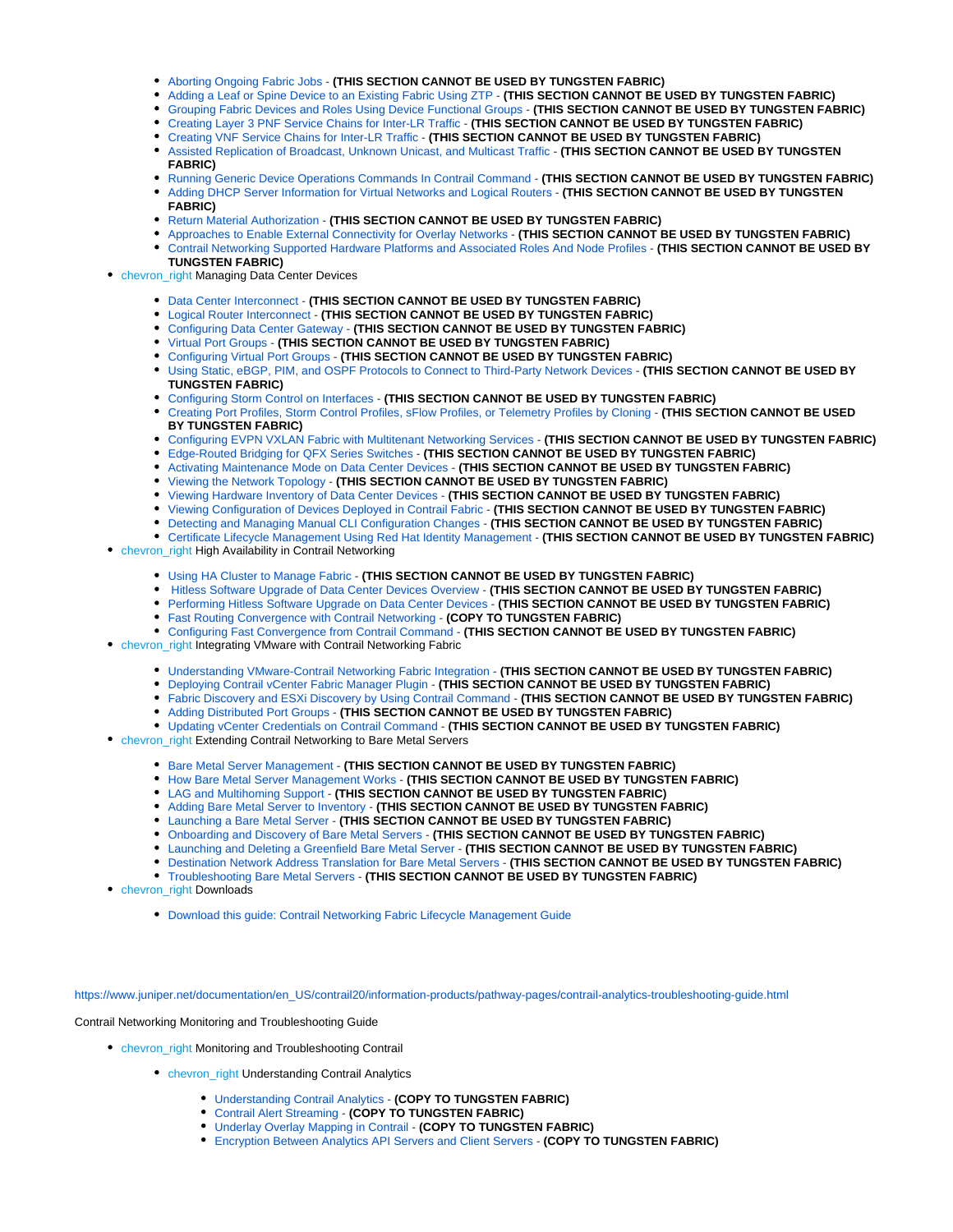- Aborting Ongoing Fabric Jobs - **(THIS SECTION CANNOT BE USED BY TUNGSTEN FABRIC)**
- Adding a Leaf or Spine Device to an Existing Fabric Using ZTP - **(THIS SECTION CANNOT BE USED BY TUNGSTEN FABRIC)**
- Grouping Fabric Devices and Roles Using Device Functional Groups - **(THIS SECTION CANNOT BE USED BY TUNGSTEN FABRIC)**
- Creating Layer 3 PNF Service Chains for Inter-LR Traffic - **(THIS SECTION CANNOT BE USED BY TUNGSTEN FABRIC)**
- Creating VNF Service Chains for Inter-LR Traffic - **(THIS SECTION CANNOT BE USED BY TUNGSTEN FABRIC)**
- Assisted Replication of Broadcast, Unknown Unicast, and Multicast Traffic - **(THIS SECTION CANNOT BE USED BY TUNGSTEN FABRIC)**
- Running Generic Device Operations Commands In Contrail Command - **(THIS SECTION CANNOT BE USED BY TUNGSTEN FABRIC)**
- Adding DHCP Server Information for Virtual Networks and Logical Routers - **(THIS SECTION CANNOT BE USED BY TUNGSTEN FABRIC)**
- Return Material Authorization - **(THIS SECTION CANNOT BE USED BY TUNGSTEN FABRIC)**
- Approaches to Enable External Connectivity for Overlay Networks - **(THIS SECTION CANNOT BE USED BY TUNGSTEN FABRIC)**
- Contrail Networking Supported Hardware Platforms and Associated Roles And Node Profiles - **(THIS SECTION CANNOT BE USED BY TUNGSTEN FABRIC)**

- chevron_right Managing Data Center Devices
  - Data Center Interconnect - **(THIS SECTION CANNOT BE USED BY TUNGSTEN FABRIC)**
  - Logical Router Interconnect - **(THIS SECTION CANNOT BE USED BY TUNGSTEN FABRIC)**
  - Configuring Data Center Gateway - **(THIS SECTION CANNOT BE USED BY TUNGSTEN FABRIC)**
  - Virtual Port Groups - **(THIS SECTION CANNOT BE USED BY TUNGSTEN FABRIC)**
  - Configuring Virtual Port Groups - **(THIS SECTION CANNOT BE USED BY TUNGSTEN FABRIC)**
  - Using Static, eBGP, PIM, and OSPF Protocols to Connect to Third-Party Network Devices - **(THIS SECTION CANNOT BE USED BY TUNGSTEN FABRIC)**
  - Configuring Storm Control on Interfaces - **(THIS SECTION CANNOT BE USED BY TUNGSTEN FABRIC)**
  - Creating Port Profiles, Storm Control Profiles, sFlow Profiles, or Telemetry Profiles by Cloning - **(THIS SECTION CANNOT BE USED BY TUNGSTEN FABRIC)**
  - Configuring EVPN VXLAN Fabric with Multitenant Networking Services - **(THIS SECTION CANNOT BE USED BY TUNGSTEN FABRIC)**
  - Edge-Routed Bridging for QFX Series Switches - **(THIS SECTION CANNOT BE USED BY TUNGSTEN FABRIC)**
  - Activating Maintenance Mode on Data Center Devices - **(THIS SECTION CANNOT BE USED BY TUNGSTEN FABRIC)**
  - Viewing the Network Topology - **(THIS SECTION CANNOT BE USED BY TUNGSTEN FABRIC)**
  - Viewing Hardware Inventory of Data Center Devices - **(THIS SECTION CANNOT BE USED BY TUNGSTEN FABRIC)**
  - Viewing Configuration of Devices Deployed in Contrail Fabric - **(THIS SECTION CANNOT BE USED BY TUNGSTEN FABRIC)**
  - Detecting and Managing Manual CLI Configuration Changes - **(THIS SECTION CANNOT BE USED BY TUNGSTEN FABRIC)**
  - Certificate Lifecycle Management Using Red Hat Identity Management - **(THIS SECTION CANNOT BE USED BY TUNGSTEN FABRIC)**
- chevron_right High Availability in Contrail Networking
  - Using HA Cluster to Manage Fabric - **(THIS SECTION CANNOT BE USED BY TUNGSTEN FABRIC)**
  - Hitless Software Upgrade of Data Center Devices Overview - **(THIS SECTION CANNOT BE USED BY TUNGSTEN FABRIC)**
  - Performing Hitless Software Upgrade on Data Center Devices - **(THIS SECTION CANNOT BE USED BY TUNGSTEN FABRIC)**
  - Fast Routing Convergence with Contrail Networking - **(COPY TO TUNGSTEN FABRIC)**
  - Configuring Fast Convergence from Contrail Command - **(THIS SECTION CANNOT BE USED BY TUNGSTEN FABRIC)**
- chevron_right Integrating VMware with Contrail Networking Fabric
  - Understanding VMware-Contrail Networking Fabric Integration - **(THIS SECTION CANNOT BE USED BY TUNGSTEN FABRIC)**
  - Deploying Contrail vCenter Fabric Manager Plugin - **(THIS SECTION CANNOT BE USED BY TUNGSTEN FABRIC)**
  - Fabric Discovery and ESXi Discovery by Using Contrail Command - **(THIS SECTION CANNOT BE USED BY TUNGSTEN FABRIC)**
  - Adding Distributed Port Groups - **(THIS SECTION CANNOT BE USED BY TUNGSTEN FABRIC)**
  - Updating vCenter Credentials on Contrail Command - **(THIS SECTION CANNOT BE USED BY TUNGSTEN FABRIC)**
- chevron_right Extending Contrail Networking to Bare Metal Servers
  - Bare Metal Server Management - **(THIS SECTION CANNOT BE USED BY TUNGSTEN FABRIC)**
  - How Bare Metal Server Management Works - **(THIS SECTION CANNOT BE USED BY TUNGSTEN FABRIC)**
  - LAG and Multihoming Support - **(THIS SECTION CANNOT BE USED BY TUNGSTEN FABRIC)**
  - Adding Bare Metal Server to Inventory - **(THIS SECTION CANNOT BE USED BY TUNGSTEN FABRIC)**
  - Launching a Bare Metal Server - **(THIS SECTION CANNOT BE USED BY TUNGSTEN FABRIC)**
  - Onboarding and Discovery of Bare Metal Servers - **(THIS SECTION CANNOT BE USED BY TUNGSTEN FABRIC)**
  - Launching and Deleting a Greenfield Bare Metal Server - **(THIS SECTION CANNOT BE USED BY TUNGSTEN FABRIC)**
  - Destination Network Address Translation for Bare Metal Servers - **(THIS SECTION CANNOT BE USED BY TUNGSTEN FABRIC)**
  - Troubleshooting Bare Metal Servers - **(THIS SECTION CANNOT BE USED BY TUNGSTEN FABRIC)**
- chevron_right Downloads
  - Download this guide: Contrail Networking Fabric Lifecycle Management Guide

https://www.juniper.net/documentation/en_US/contrail20/information-products/pathway-pages/contrail-analytics-troubleshooting-guide.html

Contrail Networking Monitoring and Troubleshooting Guide

- chevron_right Monitoring and Troubleshooting Contrail
  - chevron_right Understanding Contrail Analytics
    - Understanding Contrail Analytics - **(COPY TO TUNGSTEN FABRIC)**
    - Contrail Alert Streaming - **(COPY TO TUNGSTEN FABRIC)**
    - Underlay Overlay Mapping in Contrail - **(COPY TO TUNGSTEN FABRIC)**
    - Encryption Between Analytics API Servers and Client Servers - **(COPY TO TUNGSTEN FABRIC)**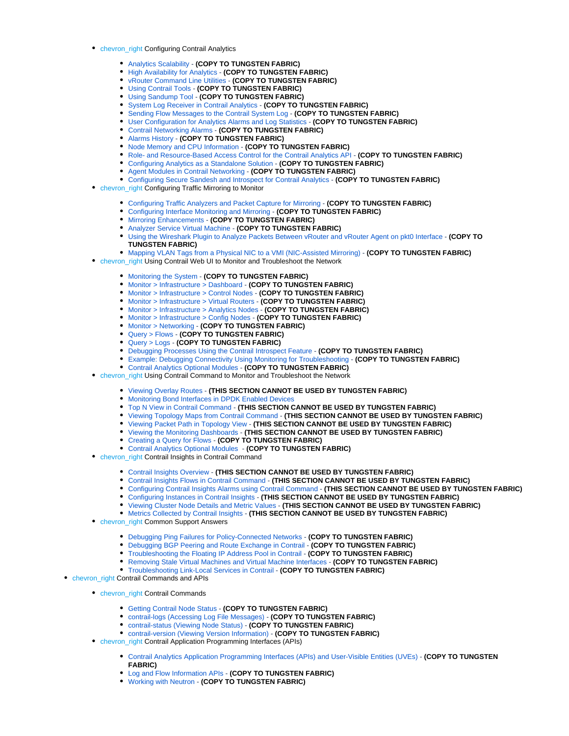- chevron_right Configuring Contrail Analytics
    - Analytics Scalability - **(COPY TO TUNGSTEN FABRIC)**
    - High Availability for Analytics - **(COPY TO TUNGSTEN FABRIC)**
    - vRouter Command Line Utilities - **(COPY TO TUNGSTEN FABRIC)**
    - Using Contrail Tools - **(COPY TO TUNGSTEN FABRIC)**
    - Using Sandump Tool - **(COPY TO TUNGSTEN FABRIC)**
    - System Log Receiver in Contrail Analytics - **(COPY TO TUNGSTEN FABRIC)**
    - Sending Flow Messages to the Contrail System Log - **(COPY TO TUNGSTEN FABRIC)**
    - User Configuration for Analytics Alarms and Log Statistics - **(COPY TO TUNGSTEN FABRIC)**
    - Contrail Networking Alarms - **(COPY TO TUNGSTEN FABRIC)**
    - Alarms History - **(COPY TO TUNGSTEN FABRIC)**
    - Node Memory and CPU Information - **(COPY TO TUNGSTEN FABRIC)**
    - Role- and Resource-Based Access Control for the Contrail Analytics API - **(COPY TO TUNGSTEN FABRIC)**
    - Configuring Analytics as a Standalone Solution - **(COPY TO TUNGSTEN FABRIC)**
    - Agent Modules in Contrail Networking - **(COPY TO TUNGSTEN FABRIC)**
    - Configuring Secure Sandesh and Introspect for Contrail Analytics - **(COPY TO TUNGSTEN FABRIC)**
- chevron_right Configuring Traffic Mirroring to Monitor
    - Configuring Traffic Analyzers and Packet Capture for Mirroring - **(COPY TO TUNGSTEN FABRIC)**
    - Configuring Interface Monitoring and Mirroring - **(COPY TO TUNGSTEN FABRIC)**
    - Mirroring Enhancements - **(COPY TO TUNGSTEN FABRIC)**
    - Analyzer Service Virtual Machine - **(COPY TO TUNGSTEN FABRIC)**
    - Using the Wireshark Plugin to Analyze Packets Between vRouter and vRouter Agent on pkt0 Interface - **(COPY TO TUNGSTEN FABRIC)**
    - Mapping VLAN Tags from a Physical NIC to a VMI (NIC-Assisted Mirroring) - **(COPY TO TUNGSTEN FABRIC)**
- chevron_right Using Contrail Web UI to Monitor and Troubleshoot the Network
    - Monitoring the System - **(COPY TO TUNGSTEN FABRIC)**
    - Monitor > Infrastructure > Dashboard - **(COPY TO TUNGSTEN FABRIC)**
    - Monitor > Infrastructure > Control Nodes - **(COPY TO TUNGSTEN FABRIC)**
    - Monitor > Infrastructure > Virtual Routers - **(COPY TO TUNGSTEN FABRIC)**
    - Monitor > Infrastructure > Analytics Nodes - **(COPY TO TUNGSTEN FABRIC)**
    - Monitor > Infrastructure > Config Nodes - **(COPY TO TUNGSTEN FABRIC)**
    - Monitor > Networking - **(COPY TO TUNGSTEN FABRIC)**
    - Query > Flows - **(COPY TO TUNGSTEN FABRIC)**
    - Query > Logs - **(COPY TO TUNGSTEN FABRIC)**
    - Debugging Processes Using the Contrail Introspect Feature - **(COPY TO TUNGSTEN FABRIC)**
    - Example: Debugging Connectivity Using Monitoring for Troubleshooting - **(COPY TO TUNGSTEN FABRIC)**
    - Contrail Analytics Optional Modules - **(COPY TO TUNGSTEN FABRIC)**
- chevron_right Using Contrail Command to Monitor and Troubleshoot the Network
    - Viewing Overlay Routes - **(THIS SECTION CANNOT BE USED BY TUNGSTEN FABRIC)**
    - Monitoring Bond Interfaces in DPDK Enabled Devices
    - Top N View in Contrail Command - **(THIS SECTION CANNOT BE USED BY TUNGSTEN FABRIC)**
    - Viewing Topology Maps from Contrail Command - **(THIS SECTION CANNOT BE USED BY TUNGSTEN FABRIC)**
    - Viewing Packet Path in Topology View - **(THIS SECTION CANNOT BE USED BY TUNGSTEN FABRIC)**
    - Viewing the Monitoring Dashboards - **(THIS SECTION CANNOT BE USED BY TUNGSTEN FABRIC)**
    - Creating a Query for Flows - **(COPY TO TUNGSTEN FABRIC)**
    - Contrail Analytics Optional Modules - **(COPY TO TUNGSTEN FABRIC)**
- chevron_right Contrail Insights in Contrail Command
    - Contrail Insights Overview - **(THIS SECTION CANNOT BE USED BY TUNGSTEN FABRIC)**
    - Contrail Insights Flows in Contrail Command - **(THIS SECTION CANNOT BE USED BY TUNGSTEN FABRIC)**
    - Configuring Contrail Insights Alarms using Contrail Command - **(THIS SECTION CANNOT BE USED BY TUNGSTEN FABRIC)**
    - Configuring Instances in Contrail Insights - **(THIS SECTION CANNOT BE USED BY TUNGSTEN FABRIC)**
    - Viewing Cluster Node Details and Metric Values - **(THIS SECTION CANNOT BE USED BY TUNGSTEN FABRIC)**
    - Metrics Collected by Contrail Insights - **(THIS SECTION CANNOT BE USED BY TUNGSTEN FABRIC)**
- chevron_right Common Support Answers
    - Debugging Ping Failures for Policy-Connected Networks - **(COPY TO TUNGSTEN FABRIC)**
    - Debugging BGP Peering and Route Exchange in Contrail - **(COPY TO TUNGSTEN FABRIC)**
    - Troubleshooting the Floating IP Address Pool in Contrail - **(COPY TO TUNGSTEN FABRIC)**
    - Removing Stale Virtual Machines and Virtual Machine Interfaces - **(COPY TO TUNGSTEN FABRIC)**
    - Troubleshooting Link-Local Services in Contrail - **(COPY TO TUNGSTEN FABRIC)**

- chevron_right Contrail Commands and APIs
    - chevron_right Contrail Commands
        - Getting Contrail Node Status - **(COPY TO TUNGSTEN FABRIC)**
        - contrail-logs (Accessing Log File Messages) - **(COPY TO TUNGSTEN FABRIC)**
        - contrail-status (Viewing Node Status) - **(COPY TO TUNGSTEN FABRIC)**
        - contrail-version (Viewing Version Information) - **(COPY TO TUNGSTEN FABRIC)**
    - chevron_right Contrail Application Programming Interfaces (APIs)
        - Contrail Analytics Application Programming Interfaces (APIs) and User-Visible Entities (UVEs) - **(COPY TO TUNGSTEN FABRIC)**
        - Log and Flow Information APIs - **(COPY TO TUNGSTEN FABRIC)**
        - Working with Neutron - **(COPY TO TUNGSTEN FABRIC)**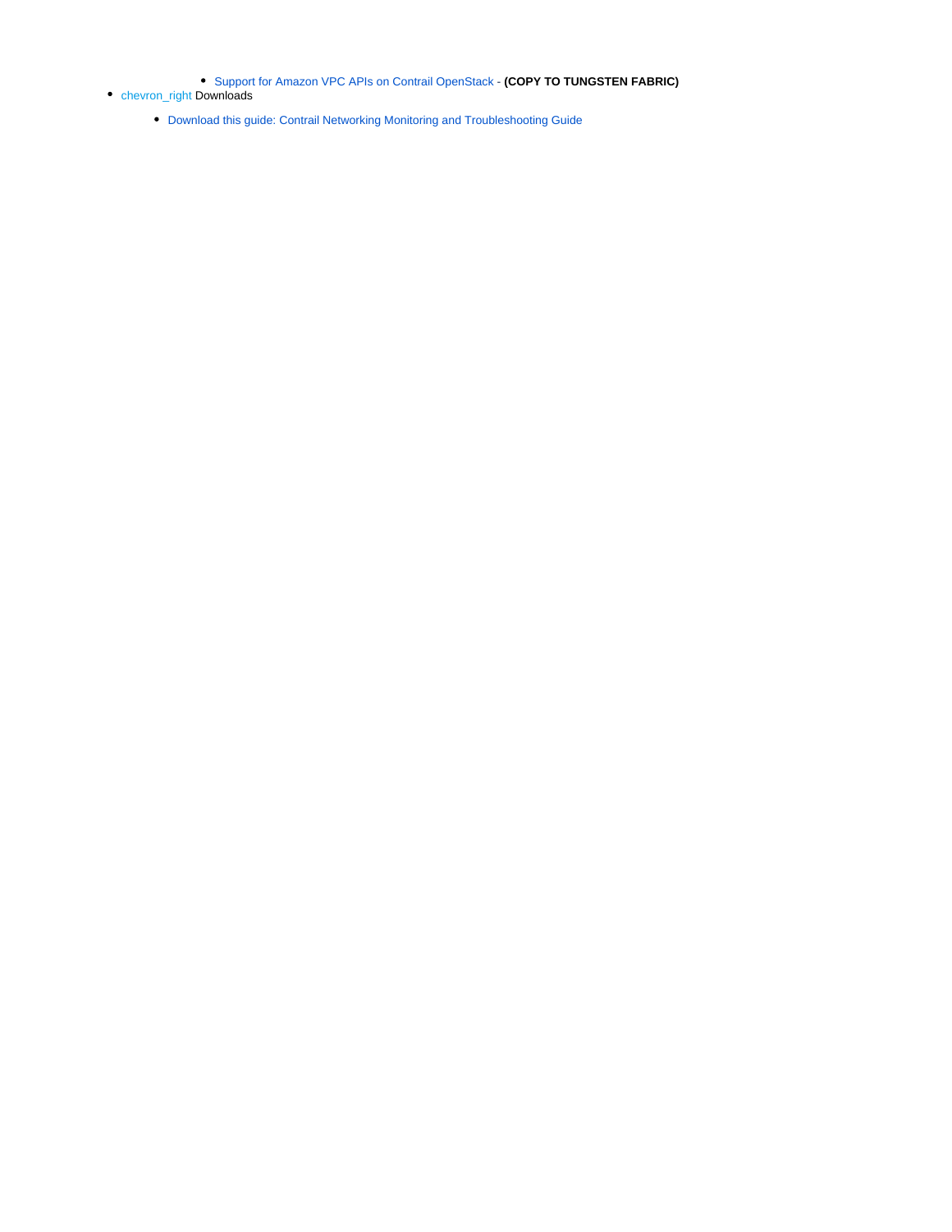- Support for Amazon VPC APIs on Contrail OpenStack - **(COPY TO TUNGSTEN FABRIC)**
- chevron_right Downloads
  - Download this guide: Contrail Networking Monitoring and Troubleshooting Guide